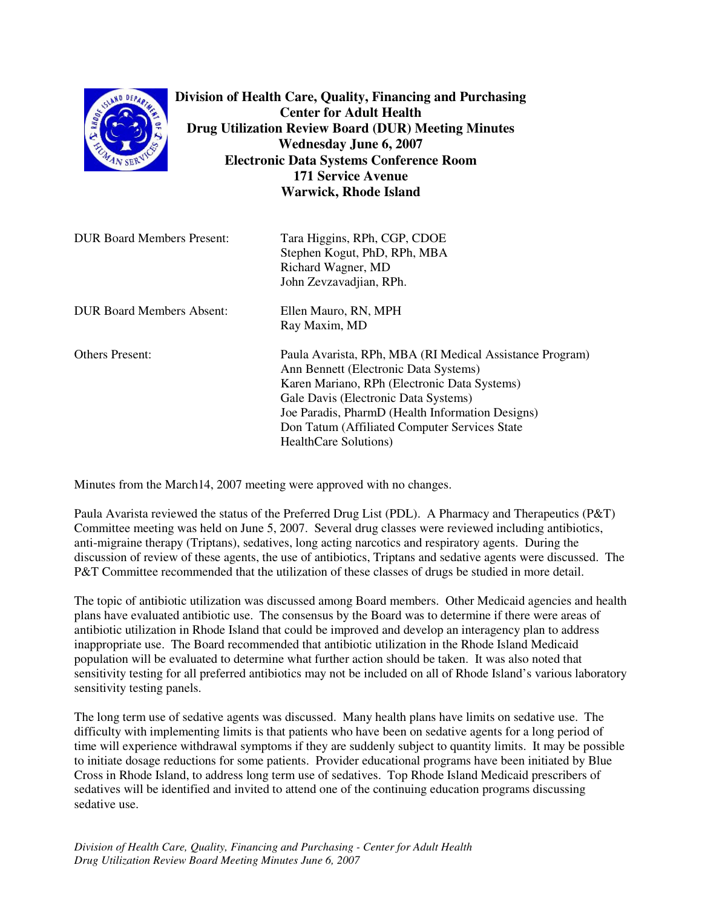**Division of Health Care, Quality, Financing and Purchasing**
**Center for Adult Health**
**Drug Utilization Review Board (DUR) Meeting Minutes**
**Wednesday June 6, 2007**
**Electronic Data Systems Conference Room**
**171 Service Avenue**
**Warwick, Rhode Island**

| | |
|---|---|
| DUR Board Members Present: | Tara Higgins, RPh, CGP, CDOE<br>Stephen Kogut, PhD, RPh, MBA<br>Richard Wagner, MD<br>John Zevzavadjian, RPh. |
| DUR Board Members Absent: | Ellen Mauro, RN, MPH<br>Ray Maxim, MD |
| Others Present: | Paula Avarista, RPh, MBA (RI Medical Assistance Program)<br>Ann Bennett (Electronic Data Systems)<br>Karen Mariano, RPh (Electronic Data Systems)<br>Gale Davis (Electronic Data Systems)<br>Joe Paradis, PharmD (Health Information Designs)<br>Don Tatum (Affiliated Computer Services State HealthCare Solutions) |

Minutes from the March14, 2007 meeting were approved with no changes.

Paula Avarista reviewed the status of the Preferred Drug List (PDL). A Pharmacy and Therapeutics (P&T) Committee meeting was held on June 5, 2007. Several drug classes were reviewed including antibiotics, anti-migraine therapy (Triptans), sedatives, long acting narcotics and respiratory agents. During the discussion of review of these agents, the use of antibiotics, Triptans and sedative agents were discussed. The P&T Committee recommended that the utilization of these classes of drugs be studied in more detail.

The topic of antibiotic utilization was discussed among Board members. Other Medicaid agencies and health plans have evaluated antibiotic use. The consensus by the Board was to determine if there were areas of antibiotic utilization in Rhode Island that could be improved and develop an interagency plan to address inappropriate use. The Board recommended that antibiotic utilization in the Rhode Island Medicaid population will be evaluated to determine what further action should be taken. It was also noted that sensitivity testing for all preferred antibiotics may not be included on all of Rhode Island's various laboratory sensitivity testing panels.

The long term use of sedative agents was discussed. Many health plans have limits on sedative use. The difficulty with implementing limits is that patients who have been on sedative agents for a long period of time will experience withdrawal symptoms if they are suddenly subject to quantity limits. It may be possible to initiate dosage reductions for some patients. Provider educational programs have been initiated by Blue Cross in Rhode Island, to address long term use of sedatives. Top Rhode Island Medicaid prescribers of sedatives will be identified and invited to attend one of the continuing education programs discussing sedative use.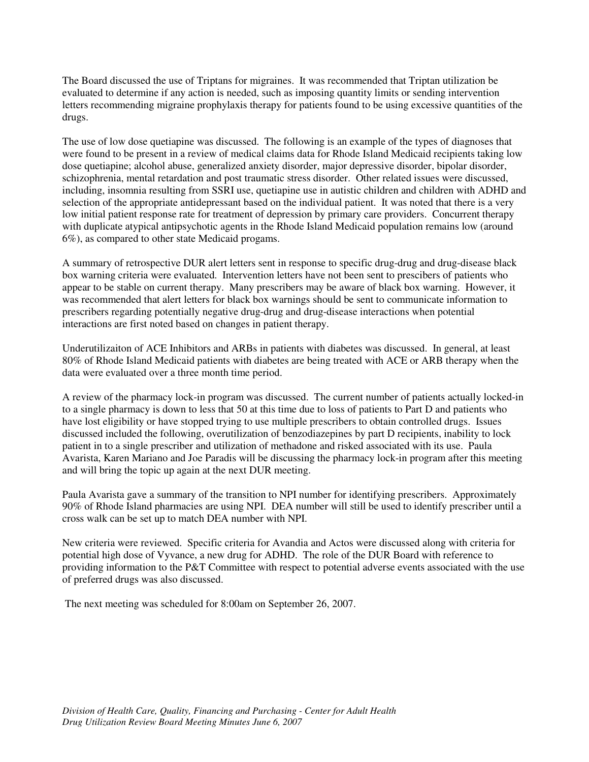The Board discussed the use of Triptans for migraines. It was recommended that Triptan utilization be evaluated to determine if any action is needed, such as imposing quantity limits or sending intervention letters recommending migraine prophylaxis therapy for patients found to be using excessive quantities of the drugs.

The use of low dose quetiapine was discussed. The following is an example of the types of diagnoses that were found to be present in a review of medical claims data for Rhode Island Medicaid recipients taking low dose quetiapine; alcohol abuse, generalized anxiety disorder, major depressive disorder, bipolar disorder, schizophrenia, mental retardation and post traumatic stress disorder. Other related issues were discussed, including, insomnia resulting from SSRI use, quetiapine use in autistic children and children with ADHD and selection of the appropriate antidepressant based on the individual patient. It was noted that there is a very low initial patient response rate for treatment of depression by primary care providers. Concurrent therapy with duplicate atypical antipsychotic agents in the Rhode Island Medicaid population remains low (around 6%), as compared to other state Medicaid progams.

A summary of retrospective DUR alert letters sent in response to specific drug-drug and drug-disease black box warning criteria were evaluated. Intervention letters have not been sent to prescibers of patients who appear to be stable on current therapy. Many prescribers may be aware of black box warning. However, it was recommended that alert letters for black box warnings should be sent to communicate information to prescribers regarding potentially negative drug-drug and drug-disease interactions when potential interactions are first noted based on changes in patient therapy.

Underutilizaiton of ACE Inhibitors and ARBs in patients with diabetes was discussed. In general, at least 80% of Rhode Island Medicaid patients with diabetes are being treated with ACE or ARB therapy when the data were evaluated over a three month time period.

A review of the pharmacy lock-in program was discussed. The current number of patients actually locked-in to a single pharmacy is down to less that 50 at this time due to loss of patients to Part D and patients who have lost eligibility or have stopped trying to use multiple prescribers to obtain controlled drugs. Issues discussed included the following, overutilization of benzodiazepines by part D recipients, inability to lock patient in to a single prescriber and utilization of methadone and risked associated with its use. Paula Avarista, Karen Mariano and Joe Paradis will be discussing the pharmacy lock-in program after this meeting and will bring the topic up again at the next DUR meeting.

Paula Avarista gave a summary of the transition to NPI number for identifying prescribers. Approximately 90% of Rhode Island pharmacies are using NPI. DEA number will still be used to identify prescriber until a cross walk can be set up to match DEA number with NPI.

New criteria were reviewed. Specific criteria for Avandia and Actos were discussed along with criteria for potential high dose of Vyvance, a new drug for ADHD. The role of the DUR Board with reference to providing information to the P&T Committee with respect to potential adverse events associated with the use of preferred drugs was also discussed.

The next meeting was scheduled for 8:00am on September 26, 2007.